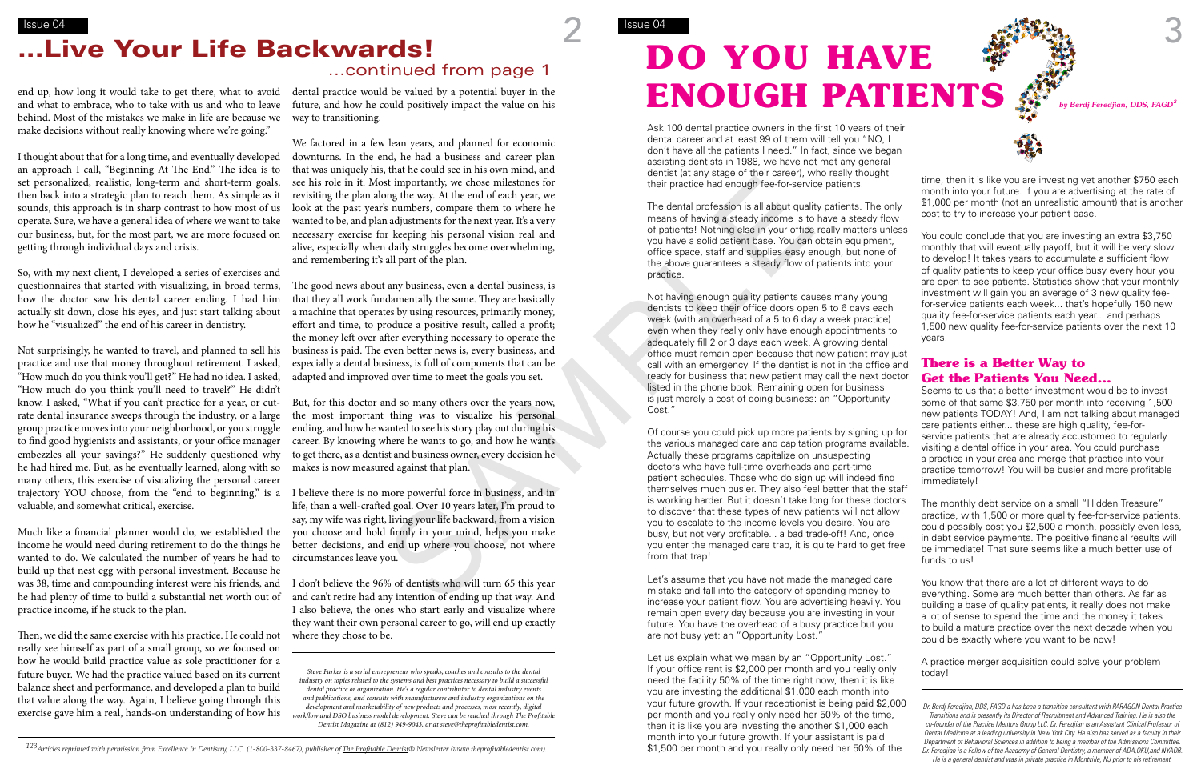# ...Live Your Life Backwards!

## ...continued from page 1

end up, how long it would take to get there, what to avoid and what to embrace, who to take with us and who to leave behind. Most of the mistakes we make in life are because we make decisions without really knowing where we're going."

I thought about that for a long time, and eventually developed an approach I call, "Beginning At The End." The idea is to set personalized, realistic, long-term and short-term goals, then back into a strategic plan to reach them. As simple as it sounds, this approach is in sharp contrast to how most of us operate. Sure, we have a general idea of where we want to take our business, but, for the most part, we are more focused on getting through individual days and crisis.

So, with my next client, I developed a series of exercises and questionnaires that started with visualizing, in broad terms, how the doctor saw his dental career ending. I had him actually sit down, close his eyes, and just start talking about how he "visualized" the end of his career in dentistry.

Not surprisingly, he wanted to travel, and planned to sell his practice and use that money throughout retirement. I asked, "How much do you think you'll get?" He had no idea. I asked, "How much do you think you'll need to travel?" He didn't know. I asked, "What if you can't practice for a year, or cut-rate dental insurance sweeps through the industry, or a large group practice moves into your neighborhood, or you struggle to find good hygienists and assistants, or your office manager embezzles all your savings?" He suddenly questioned why he had hired me. But, as he eventually learned, along with so many others, this exercise of visualizing the personal career trajectory YOU choose, from the "end to beginning," is a valuable, and somewhat critical, exercise.

Much like a financial planner would do, we established the income he would need during retirement to do the things he wanted to do. We calculated the number of years he had to build up that nest egg with personal investment. Because he was 38, time and compounding interest were his friends, and he had plenty of time to build a substantial net worth out of practice income, if he stuck to the plan.

Then, we did the same exercise with his practice. He could not really see himself as part of a small group, so we focused on how he would build practice value as sole practitioner for a future buyer. We had the practice valued based on its current balance sheet and performance, and developed a plan to build that value along the way. Again, I believe going through this exercise gave him a real, hands-on understanding of how his dental practice would be valued by a potential buyer in the future, and how he could positively impact the value on his way to transitioning.

We factored in a few lean years, and planned for economic downturns. In the end, he had a business and career plan that was uniquely his, that he could see in his own mind, and see his role in it. Most importantly, we chose milestones for revisiting the plan along the way. At the end of each year, we look at the past year's numbers, compare them to where he wanted to be, and plan adjustments for the next year. It's a very necessary exercise for keeping his personal vision real and alive, especially when daily struggles become overwhelming, and remembering it's all part of the plan.

The good news about any business, even a dental business, is that they all work fundamentally the same. They are basically a machine that operates by using resources, primarily money, effort and time, to produce a positive result, called a profit; the money left over after everything necessary to operate the business is paid. The even better news is, every business, and especially a dental business, is full of components that can be adapted and improved over time to meet the goals you set.

But, for this doctor and so many others over the years now, the most important thing was to visualize his personal ending, and how he wanted to see his story play out during his career. By knowing where he wants to go, and how he wants to get there, as a dentist and business owner, every decision he makes is now measured against that plan.

I believe there is no more powerful force in business, and in life, than a well-crafted goal. Over 10 years later, I'm proud to say, my wife was right, living your life backward, from a vision you choose and hold firmly in your mind, helps you make better decisions, and end up where you choose, not where circumstances leave you.

I don't believe the 96% of dentists who will turn 65 this year and can't retire had any intention of ending up that way. And I also believe, the ones who start early and visualize where they want their own personal career to go, will end up exactly where they chose to be.

*Steve Parker is a serial entrepreneur who speaks, coaches and consults to the dental industry on topics related to the systems and best practices necessary to build a successful dental practice or organization. He's a regular contributor to dental industry events and publications, and consults with manufacturers and industry organizations on the development and marketability of new products and processes, most recently, digital workflow and DSO business model development. Steve can be reached through The Profitable Dentist Magazine at (812) 949-9043, or at steve@theprofitabledentist.com.*

# DO YOU HAVE ENOUGH PATIENTS?

*by Berdj Feredjian, DDS, FAGD[2]*

Ask 100 dental practice owners in the first 10 years of their dental career and at least 99 of them will tell you "NO, I don't have all the patients I need." In fact, since we began assisting dentists in 1988, we have not met any general dentist (at any stage of their career), who really thought their practice had enough fee-for-service patients.

The dental profession is all about quality patients. The only means of having a steady income is to have a steady flow of patients! Nothing else in your office really matters unless you have a solid patient base. You can obtain equipment, office space, staff and supplies easy enough, but none of the above guarantees a steady flow of patients into your practice.

Not having enough quality patients causes many young dentists to keep their office doors open 5 to 6 days each week (with an overhead of a 5 to 6 day a week practice) even when they really only have enough appointments to adequately fill 2 or 3 days each week. A growing dental office must remain open because that new patient may just call with an emergency. If the dentist is not in the office and ready for business that new patient may call the next doctor listed in the phone book. Remaining open for business is just merely a cost of doing business: an "Opportunity Cost."

Of course you could pick up more patients by signing up for the various managed care and capitation programs available. Actually these programs capitalize on unsuspecting doctors who have full-time overheads and part-time patient schedules. Those who do sign up will indeed find themselves much busier. They also feel better that the staff is working harder. But it doesn't take long for these doctors to discover that these types of new patients will not allow you to escalate to the income levels you desire. You are busy, but not very profitable... a bad trade-off! And, once you enter the managed care trap, it is quite hard to get free from that trap!

Let's assume that you have not made the managed care mistake and fall into the category of spending money to increase your patient flow. You are advertising heavily. You remain open every day because you are investing in your future. You have the overhead of a busy practice but you are not busy yet: an "Opportunity Lost."

Let us explain what we mean by an "Opportunity Lost." If your office rent is $2,000 per month and you really only need the facility 50% of the time right now, then it is like you are investing the additional $1,000 each month into your future growth. If your receptionist is being paid $2,000 per month and you really only need her 50% of the time, then it is like you are investing the another $1,000 each month into your future growth. If your assistant is paid $1,500 per month and you really only need her 50% of the time, then it is like you are investing yet another $750 each month into your future. If you are advertising at the rate of $1,000 per month (not an unrealistic amount) that is another cost to try to increase your patient base.

You could conclude that you are investing an extra $3,750 monthly that will eventually payoff, but it will be very slow to develop! It takes years to accumulate a sufficient flow of quality patients to keep your office busy every hour you are open to see patients. Statistics show that your monthly investment will gain you an average of 3 new quality fee-for-service patients each week... that's hopefully 150 new quality fee-for-service patients each year... and perhaps 1,500 new quality fee-for-service patients over the next 10 years.

### There is a Better Way to Get the Patients You Need...

Seems to us that a better investment would be to invest some of that same $3,750 per month into receiving 1,500 new patients TODAY! And, I am not talking about managed care patients either... these are high quality, fee-for-service patients that are already accustomed to regularly visiting a dental office in your area. You could purchase a practice in your area and merge that practice into your practice tomorrow! You will be busier and more profitable immediately!

The monthly debt service on a small "Hidden Treasure" practice, with 1,500 or more quality fee-for-service patients, could possibly cost you $2,500 a month, possibly even less, in debt service payments. The positive financial results will be immediate! That sure seems like a much better use of funds to us!

You know that there are a lot of different ways to do everything. Some are much better than others. As far as building a base of quality patients, it really does not make a lot of sense to spend the time and the money it takes to build a mature practice over the next decade when you could be exactly where you want to be now!

A practice merger acquisition could solve your problem today!

*Dr. Berdj Feredjian, DDS, FAGD a has been a transition consultant with PARAGON Dental Practice Transitions and is presently its Director of Recruitment and Advanced Training. He is also the co-founder of the Practice Mentors Group LLC. Dr. Feredjian is an Assistant Clinical Professor of Dental Medicine at a leading university in New York City. He also has served as a faculty in their Department of Behavioral Sciences in addition to being a member of the Admissions Committee. Dr. Feredjian is a Fellow of the Academy of General Dentistry, a member of ADA,OKU,and NYAOR. He is a general dentist and was in private practice in Montville, NJ prior to his retirement.*

[123] *Articles reprinted with permission from Excellence In Dentistry, LLC (1-800-337-8467), publisher of The Profitable Dentist® Newsletter (www.theprofitabledentist.com).*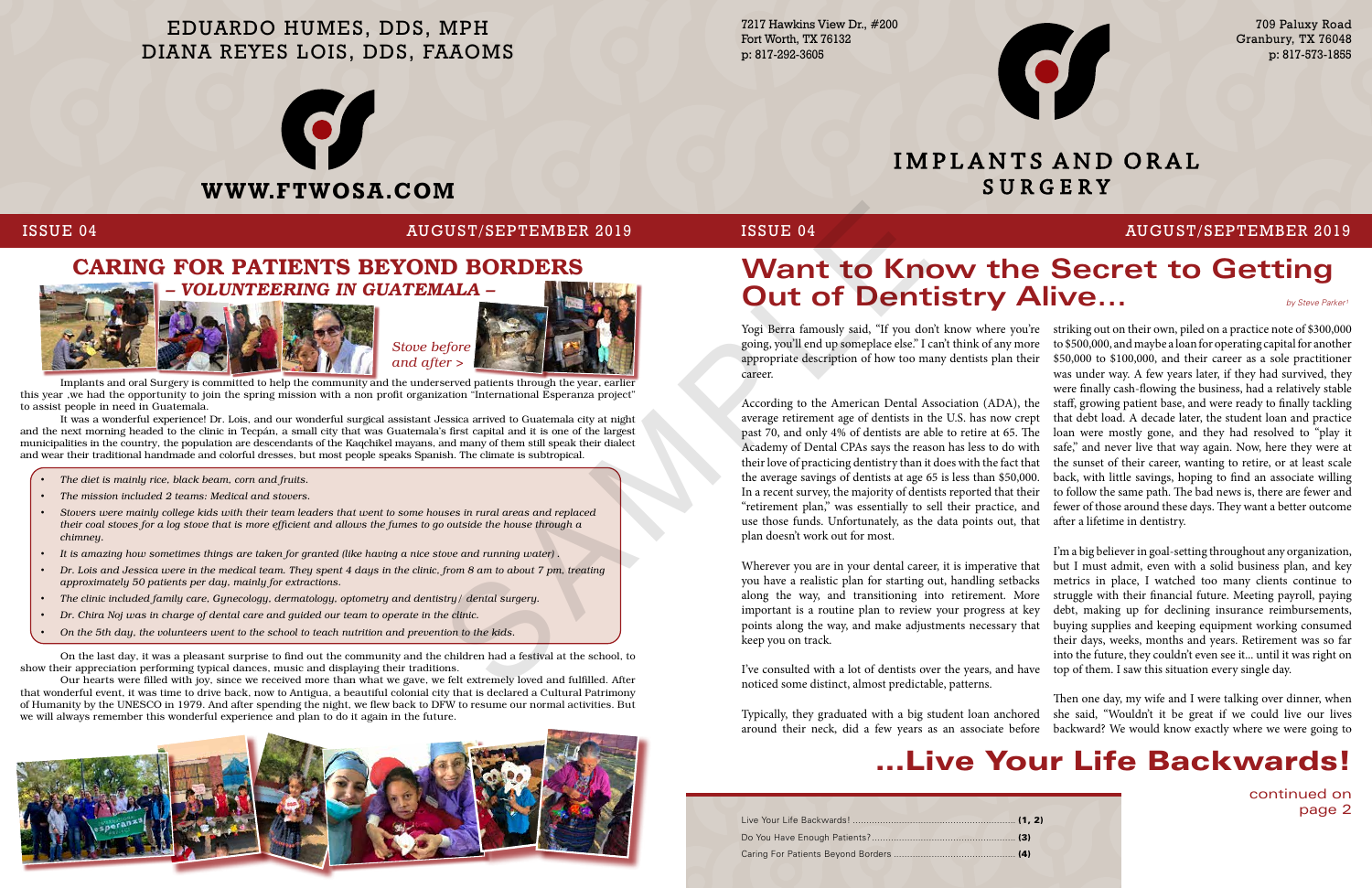# EDUARDO HUMES, DDS, MPH
# DIANA REYES LOIS, DDS, FAAOMS

WWW.FTWOSA.COM

ISSUE 04 AUGUST/SEPTEMBER 2019

## CARING FOR PATIENTS BEYOND BORDERS

### *– VOLUNTEERING IN GUATEMALA –*

*Stove before and after >*

Implants and oral Surgery is committed to help the community and the underserved patients through the year, earlier this year ,we had the opportunity to join the spring mission with a non profit organization "International Esperanza project" to assist people in need in Guatemala.

It was a wonderful experience! Dr. Lois, and our wonderful surgical assistant Jessica arrived to Guatemala city at night and the next morning headed to the clinic in Tecpán, a small city that was Guatemala's first capital and it is one of the largest municipalities in the country, the population are descendants of the Kaqchikel mayans, and many of them still speak their dialect and wear their traditional handmade and colorful dresses, but most people speaks Spanish. The climate is subtropical.

- *The diet is mainly rice, black beam, corn and fruits.*
- *The mission included 2 teams: Medical and stovers.*
- *Stovers were mainly college kids with their team leaders that went to some houses in rural areas and replaced their coal stoves for a log stove that is more efficient and allows the fumes to go outside the house through a chimney.*
- *It is amazing how sometimes things are taken for granted (like having a nice stove and running water) .*
- *Dr. Lois and Jessica were in the medical team. They spent 4 days in the clinic, from 8 am to about 7 pm, treating approximately 50 patients per day, mainly for extractions.*
- *The clinic included family care, Gynecology, dermatology, optometry and dentistry/ dental surgery.*
- *Dr. Chira Noj was in charge of dental care and guided our team to operate in the clinic.*
- *On the 5th day, the volunteers went to the school to teach nutrition and prevention to the kids.*

On the last day, it was a pleasant surprise to find out the community and the children had a festival at the school, to show their appreciation performing typical dances, music and displaying their traditions.

Our hearts were filled with joy, since we received more than what we gave, we felt extremely loved and fulfilled. After that wonderful event, it was time to drive back, now to Antigua, a beautiful colonial city that is declared a Cultural Patrimony of Humanity by the UNESCO in 1979. And after spending the night, we flew back to DFW to resume our normal activities. But we will always remember this wonderful experience and plan to do it again in the future.

---

7217 Hawkins View Dr., #200
Fort Worth, TX 76132
p: 817-292-3605

709 Paluxy Road
Granbury, TX 76048
p: 817-573-1855

IMPLANTS AND ORAL SURGERY

ISSUE 04 AUGUST/SEPTEMBER 2019

# Want to Know the Secret to Getting Out of Dentistry Alive…

*by Steve Parker[1]*

Yogi Berra famously said, "If you don't know where you're going, you'll end up someplace else." I can't think of any more appropriate description of how too many dentists plan their career.

According to the American Dental Association (ADA), the average retirement age of dentists in the U.S. has now crept past 70, and only 4% of dentists are able to retire at 65. The Academy of Dental CPAs says the reason has less to do with their love of practicing dentistry than it does with the fact that the average savings of dentists at age 65 is less than $50,000. In a recent survey, the majority of dentists reported that their "retirement plan," was essentially to sell their practice, and use those funds. Unfortunately, as the data points out, that plan doesn't work out for most.

Wherever you are in your dental career, it is imperative that you have a realistic plan for starting out, handling setbacks along the way, and transitioning into retirement. More important is a routine plan to review your progress at key points along the way, and make adjustments necessary that keep you on track.

I've consulted with a lot of dentists over the years, and have noticed some distinct, almost predictable, patterns.

Typically, they graduated with a big student loan anchored around their neck, did a few years as an associate before striking out on their own, piled on a practice note of $300,000 to $500,000, and maybe a loan for operating capital for another $50,000 to $100,000, and their career as a sole practitioner was under way. A few years later, if they had survived, they were finally cash-flowing the business, had a relatively stable staff, growing patient base, and were ready to finally tackling that debt load. A decade later, the student loan and practice loan were mostly gone, and they had resolved to "play it safe," and never live that way again. Now, here they were at the sunset of their career, wanting to retire, or at least scale back, with little savings, hoping to find an associate willing to follow the same path. The bad news is, there are fewer and fewer of those around these days. They want a better outcome after a lifetime in dentistry.

I'm a big believer in goal-setting throughout any organization, but I must admit, even with a solid business plan, and key metrics in place, I watched too many clients continue to struggle with their financial future. Meeting payroll, paying debt, making up for declining insurance reimbursements, buying supplies and keeping equipment working consumed their days, weeks, months and years. Retirement was so far into the future, they couldn't even see it… until it was right on top of them. I saw this situation every single day.

Then one day, my wife and I were talking over dinner, when she said, "Wouldn't it be great if we could live our lives backward? We would know exactly where we were going to

# …Live Your Life Backwards!

continued on page 2

| | |
|---|---|
| Live Your Life Backwards! | (1, 2) |
| Do You Have Enough Patients? | (3) |
| Caring For Patients Beyond Borders | (4) |